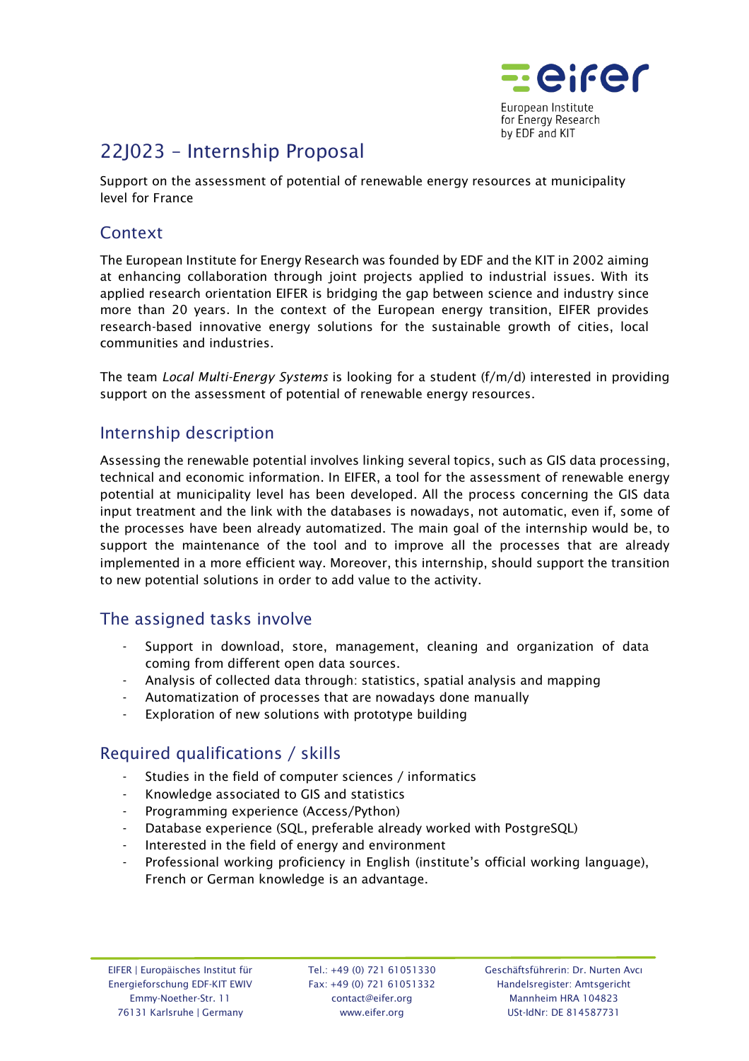European Institute for Energy Research by EDF and KIT

# 22J023 – Internship Proposal

Support on the assessment of potential of renewable energy resources at municipality level for France

## Context

The European Institute for Energy Research was founded by EDF and the KIT in 2002 aiming at enhancing collaboration through joint projects applied to industrial issues. With its applied research orientation EIFER is bridging the gap between science and industry since more than 20 years. In the context of the European energy transition, EIFER provides research-based innovative energy solutions for the sustainable growth of cities, local communities and industries.

The team *Local Multi-Energy Systems* is looking for a student (f/m/d) interested in providing support on the assessment of potential of renewable energy resources.

## Internship description

Assessing the renewable potential involves linking several topics, such as GIS data processing, technical and economic information. In EIFER, a tool for the assessment of renewable energy potential at municipality level has been developed. All the process concerning the GIS data input treatment and the link with the databases is nowadays, not automatic, even if, some of the processes have been already automatized. The main goal of the internship would be, to support the maintenance of the tool and to improve all the processes that are already implemented in a more efficient way. Moreover, this internship, should support the transition to new potential solutions in order to add value to the activity.

## The assigned tasks involve

- Support in download, store, management, cleaning and organization of data coming from different open data sources.
- Analysis of collected data through: statistics, spatial analysis and mapping
- Automatization of processes that are nowadays done manually
- Exploration of new solutions with prototype building

## Required qualifications / skills

- Studies in the field of computer sciences / informatics
- Knowledge associated to GIS and statistics
- Programming experience (Access/Python)
- Database experience (SQL, preferable already worked with PostgreSQL)
- Interested in the field of energy and environment
- Professional working proficiency in English (institute's official working language), French or German knowledge is an advantage.

EIFER | Europäisches Institut für Energieforschung EDF-KIT EWIV
Emmy-Noether-Str. 11
76131 Karlsruhe | Germany

Tel.: +49 (0) 721 61051330
Fax: +49 (0) 721 61051332
contact@eifer.org
www.eifer.org

Geschäftsführerin: Dr. Nurten Avcı
Handelsregister: Amtsgericht Mannheim HRA 104823
USt-IdNr: DE 814587731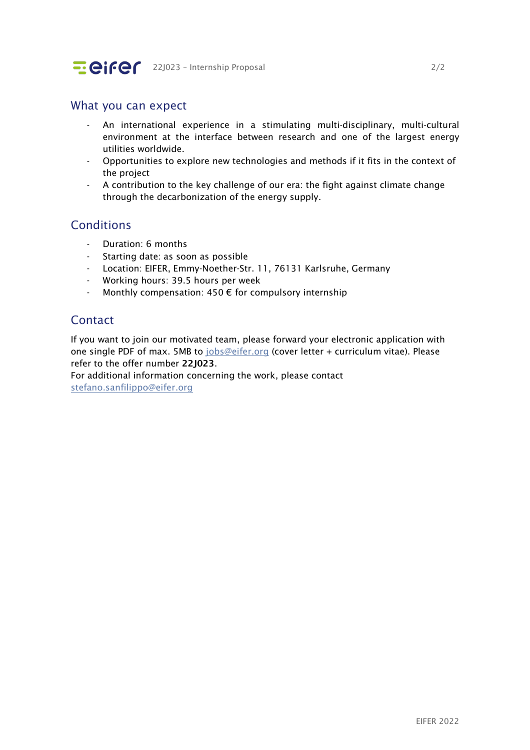## What you can expect

- An international experience in a stimulating multi-disciplinary, multi-cultural environment at the interface between research and one of the largest energy utilities worldwide.
- Opportunities to explore new technologies and methods if it fits in the context of the project
- A contribution to the key challenge of our era: the fight against climate change through the decarbonization of the energy supply.

## Conditions

- Duration: 6 months
- Starting date: as soon as possible
- Location: EIFER, Emmy-Noether-Str. 11, 76131 Karlsruhe, Germany
- Working hours: 39.5 hours per week
- Monthly compensation: 450 € for compulsory internship

## Contact

If you want to join our motivated team, please forward your electronic application with one single PDF of max. 5MB to jobs@eifer.org (cover letter + curriculum vitae). Please refer to the offer number **22J023**.
For additional information concerning the work, please contact stefano.sanfilippo@eifer.org